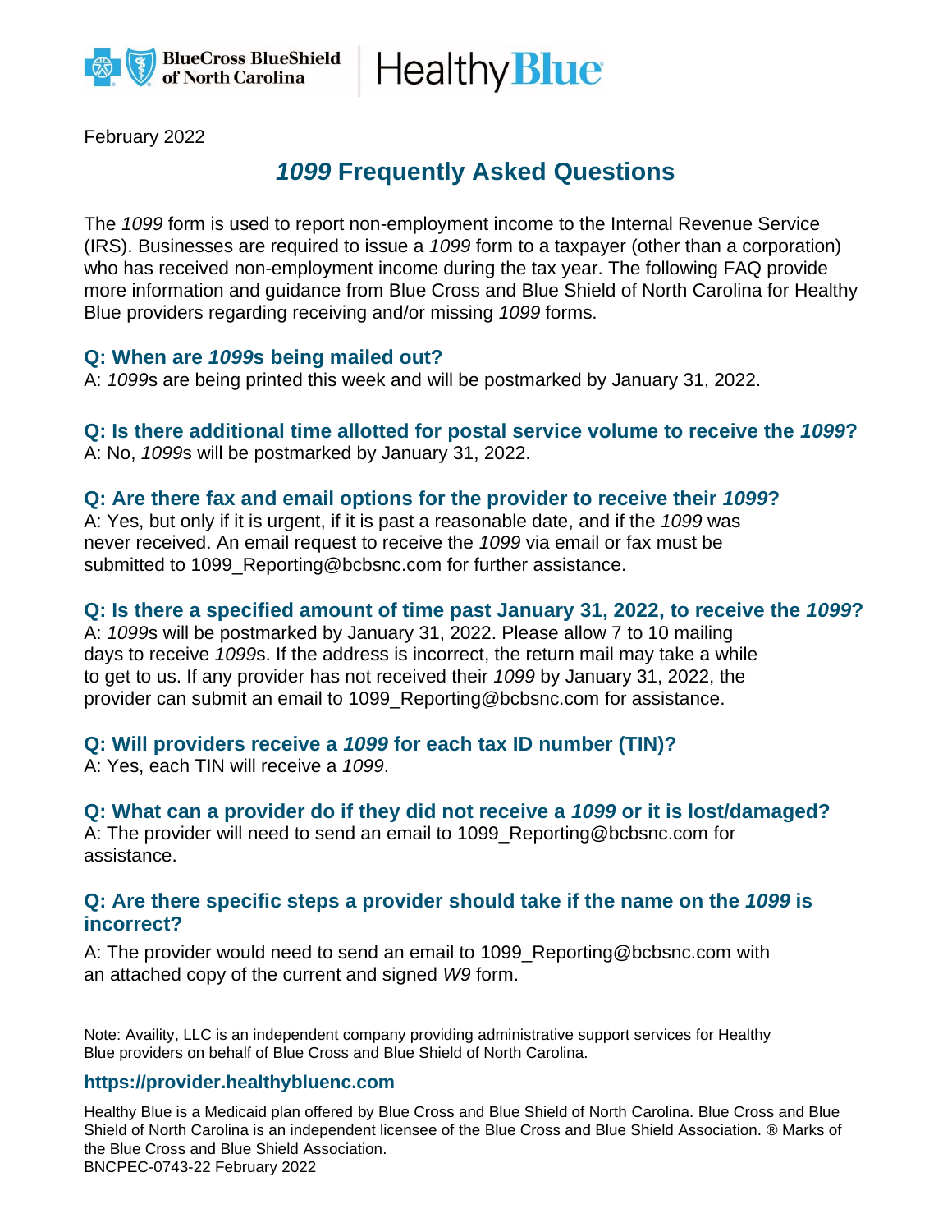February 2022

# *1099* Frequently Asked Questions

The *1099* form is used to report non-employment income to the Internal Revenue Service (IRS). Businesses are required to issue a *1099* form to a taxpayer (other than a corporation) who has received non-employment income during the tax year. The following FAQ provide more information and guidance from Blue Cross and Blue Shield of North Carolina for Healthy Blue providers regarding receiving and/or missing *1099* forms.

### Q: When are *1099*s being mailed out?

A: *1099*s are being printed this week and will be postmarked by January 31, 2022.

### Q: Is there additional time allotted for postal service volume to receive the *1099*?

A: No, *1099*s will be postmarked by January 31, 2022.

### Q: Are there fax and email options for the provider to receive their *1099*?

A: Yes, but only if it is urgent, if it is past a reasonable date, and if the *1099* was never received. An email request to receive the *1099* via email or fax must be submitted to 1099_Reporting@bcbsnc.com for further assistance.

### Q: Is there a specified amount of time past January 31, 2022, to receive the *1099*?

A: *1099*s will be postmarked by January 31, 2022. Please allow 7 to 10 mailing days to receive *1099*s. If the address is incorrect, the return mail may take a while to get to us. If any provider has not received their *1099* by January 31, 2022, the provider can submit an email to 1099_Reporting@bcbsnc.com for assistance.

### Q: Will providers receive a *1099* for each tax ID number (TIN)?

A: Yes, each TIN will receive a *1099*.

### Q: What can a provider do if they did not receive a *1099* or it is lost/damaged?

A: The provider will need to send an email to 1099_Reporting@bcbsnc.com for assistance.

### Q: Are there specific steps a provider should take if the name on the *1099* is incorrect?

A: The provider would need to send an email to 1099_Reporting@bcbsnc.com with an attached copy of the current and signed *W9* form.

Note: Availity, LLC is an independent company providing administrative support services for Healthy Blue providers on behalf of Blue Cross and Blue Shield of North Carolina.

**https://provider.healthybluenc.com**

Healthy Blue is a Medicaid plan offered by Blue Cross and Blue Shield of North Carolina. Blue Cross and Blue Shield of North Carolina is an independent licensee of the Blue Cross and Blue Shield Association. ® Marks of the Blue Cross and Blue Shield Association.
BNCPEC-0743-22 February 2022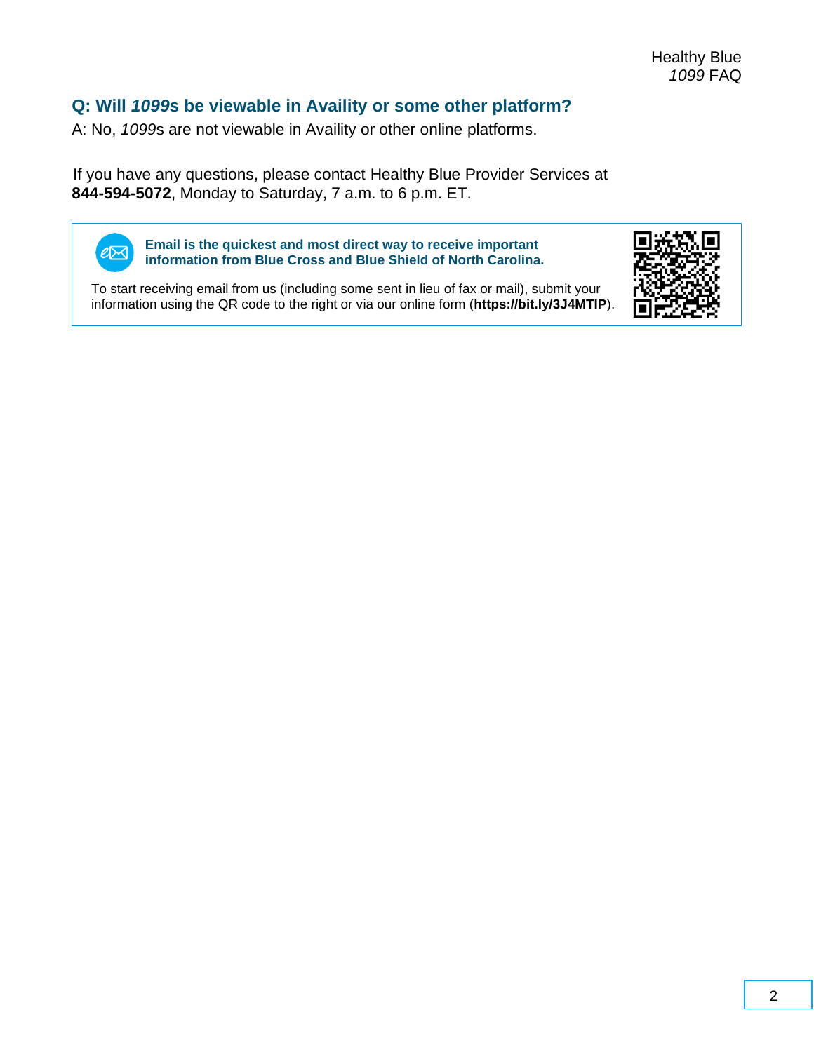## Q: Will *1099*s be viewable in Availity or some other platform?

A: No, *1099*s are not viewable in Availity or other online platforms.

If you have any questions, please contact Healthy Blue Provider Services at **844-594-5072**, Monday to Saturday, 7 a.m. to 6 p.m. ET.

**Email is the quickest and most direct way to receive important information from Blue Cross and Blue Shield of North Carolina.**

To start receiving email from us (including some sent in lieu of fax or mail), submit your information using the QR code to the right or via our online form (**https://bit.ly/3J4MTIP**).